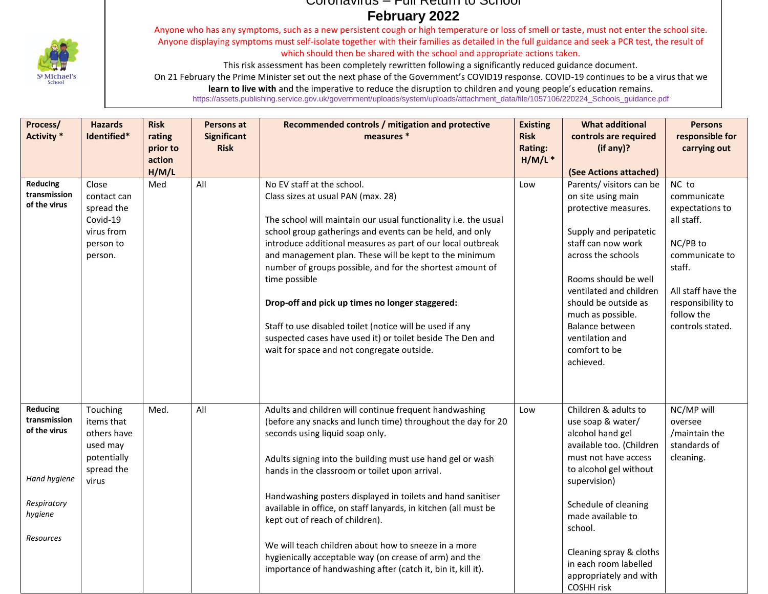# Coronavirus – Full Return to School

## February 2022

Anyone who has any symptoms, such as a new persistent cough or high temperature or loss of smell or taste, must not enter the school site. Anyone displaying symptoms must self-isolate together with their families as detailed in the full guidance and seek a PCR test, the result of which should then be shared with the school and appropriate actions taken.

This risk assessment has been completely rewritten following a significantly reduced guidance document.

On 21 February the Prime Minister set out the next phase of the Government's COVID19 response. COVID-19 continues to be a virus that we **learn to live with** and the imperative to reduce the disruption to children and young people's education remains.

https://assets.publishing.service.gov.uk/government/uploads/system/uploads/attachment_data/file/1057106/220224_Schools_guidance.pdf

| Process/ Activity * | Hazards Identified* | Risk rating prior to action H/M/L | Persons at Significant Risk | Recommended controls / mitigation and protective measures * | Existing Risk Rating: H/M/L * | What additional controls are required (if any)? (See Actions attached) | Persons responsible for carrying out |
|---|---|---|---|---|---|---|---|
| **Reducing transmission of the virus** | Close contact can spread the Covid-19 virus from person to person. | Med | All | No EV staff at the school.<br>Class sizes at usual PAN (max. 28)<br><br>The school will maintain our usual functionality i.e. the usual school group gatherings and events can be held, and only introduce additional measures as part of our local outbreak and management plan. These will be kept to the minimum number of groups possible, and for the shortest amount of time possible<br><br>**Drop-off and pick up times no longer staggered:**<br><br>Staff to use disabled toilet (notice will be used if any suspected cases have used it) or toilet beside The Den and wait for space and not congregate outside. | Low | Parents/ visitors can be on site using main protective measures.<br><br>Supply and peripatetic staff can now work across the schools<br><br>Rooms should be well ventilated and children should be outside as much as possible. Balance between ventilation and comfort to be achieved. | NC to communicate expectations to all staff.<br><br>NC/PB to communicate to staff.<br><br>All staff have the responsibility to follow the controls stated. |
| **Reducing transmission of the virus**<br><br>*Hand hygiene*<br><br>*Respiratory hygiene*<br><br>*Resources* | Touching items that others have used may potentially spread the virus | Med. | All | Adults and children will continue frequent handwashing (before any snacks and lunch time) throughout the day for 20 seconds using liquid soap only.<br><br>Adults signing into the building must use hand gel or wash hands in the classroom or toilet upon arrival.<br><br>Handwashing posters displayed in toilets and hand sanitiser available in office, on staff lanyards, in kitchen (all must be kept out of reach of children).<br><br>We will teach children about how to sneeze in a more hygienically acceptable way (on crease of arm) and the importance of handwashing after (catch it, bin it, kill it). | Low | Children & adults to use soap & water/ alcohol hand gel available too. (Children must not have access to alcohol gel without supervision)<br><br>Schedule of cleaning made available to school.<br><br>Cleaning spray & cloths in each room labelled appropriately and with COSHH risk | NC/MP will oversee /maintain the standards of cleaning. |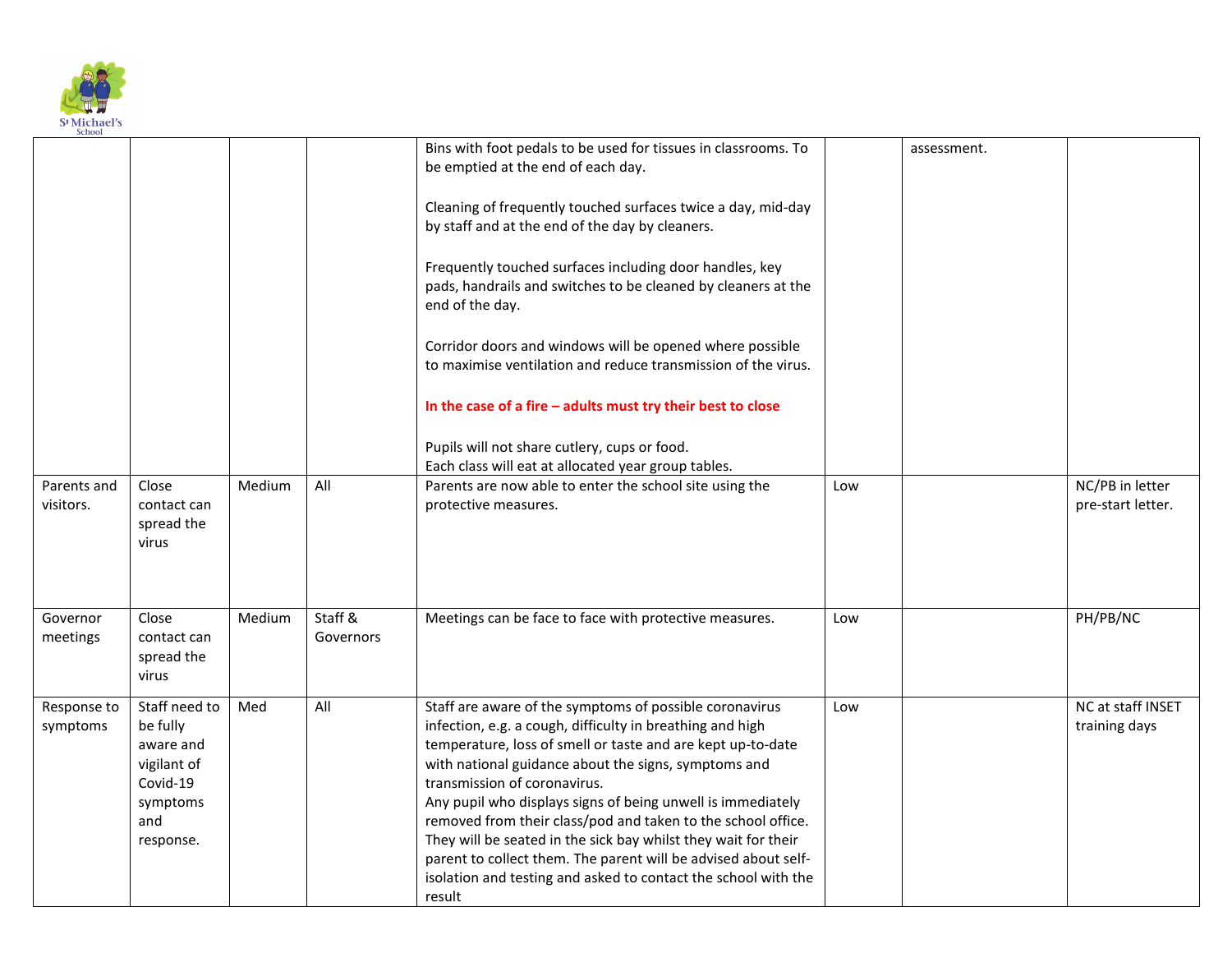| | | | | | | | |
|---|---|---|---|---|---|---|---|
| | | | | Bins with foot pedals to be used for tissues in classrooms. To be emptied at the end of each day.<br><br>Cleaning of frequently touched surfaces twice a day, mid-day by staff and at the end of the day by cleaners.<br><br>Frequently touched surfaces including door handles, key pads, handrails and switches to be cleaned by cleaners at the end of the day.<br><br>Corridor doors and windows will be opened where possible to maximise ventilation and reduce transmission of the virus.<br><br>**In the case of a fire – adults must try their best to close**<br><br>Pupils will not share cutlery, cups or food.<br>Each class will eat at allocated year group tables. | | assessment. | |
| Parents and visitors. | Close contact can spread the virus | Medium | All | Parents are now able to enter the school site using the protective measures. | Low | | NC/PB in letter pre-start letter. |
| Governor meetings | Close contact can spread the virus | Medium | Staff & Governors | Meetings can be face to face with protective measures. | Low | | PH/PB/NC |
| Response to symptoms | Staff need to be fully aware and vigilant of Covid-19 symptoms and response. | Med | All | Staff are aware of the symptoms of possible coronavirus infection, e.g. a cough, difficulty in breathing and high temperature, loss of smell or taste and are kept up-to-date with national guidance about the signs, symptoms and transmission of coronavirus.<br>Any pupil who displays signs of being unwell is immediately removed from their class/pod and taken to the school office. They will be seated in the sick bay whilst they wait for their parent to collect them. The parent will be advised about self-isolation and testing and asked to contact the school with the result | Low | | NC at staff INSET training days |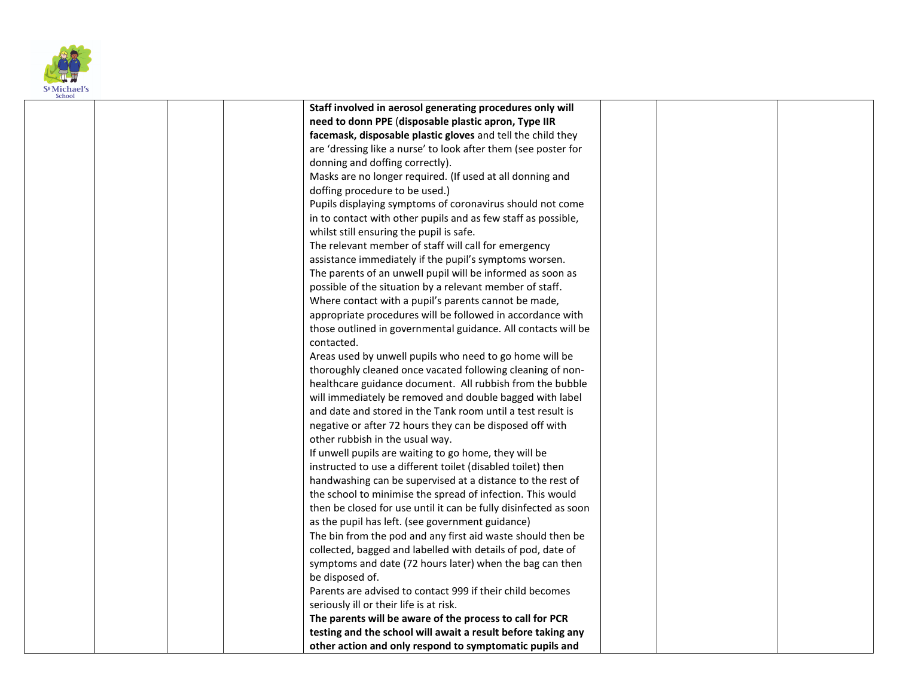| | | | | | | | |
|---|---|---|---|---|---|---|---|
| | | | | **Staff involved in aerosol generating procedures only will need to donn PPE** (**disposable plastic apron, Type IIR facemask, disposable plastic gloves** and tell the child they are 'dressing like a nurse' to look after them (see poster for donning and doffing correctly).<br>Masks are no longer required. (If used at all donning and doffing procedure to be used.)<br>Pupils displaying symptoms of coronavirus should not come in to contact with other pupils and as few staff as possible, whilst still ensuring the pupil is safe.<br>The relevant member of staff will call for emergency assistance immediately if the pupil's symptoms worsen.<br>The parents of an unwell pupil will be informed as soon as possible of the situation by a relevant member of staff.<br>Where contact with a pupil's parents cannot be made, appropriate procedures will be followed in accordance with those outlined in governmental guidance. All contacts will be contacted.<br>Areas used by unwell pupils who need to go home will be thoroughly cleaned once vacated following cleaning of non-healthcare guidance document. All rubbish from the bubble will immediately be removed and double bagged with label and date and stored in the Tank room until a test result is negative or after 72 hours they can be disposed off with other rubbish in the usual way.<br>If unwell pupils are waiting to go home, they will be instructed to use a different toilet (disabled toilet) then handwashing can be supervised at a distance to the rest of the school to minimise the spread of infection. This would then be closed for use until it can be fully disinfected as soon as the pupil has left. (see government guidance)<br>The bin from the pod and any first aid waste should then be collected, bagged and labelled with details of pod, date of symptoms and date (72 hours later) when the bag can then be disposed of.<br>Parents are advised to contact 999 if their child becomes seriously ill or their life is at risk.<br>**The parents will be aware of the process to call for PCR testing and the school will await a result before taking any other action and only respond to symptomatic pupils and** | | | |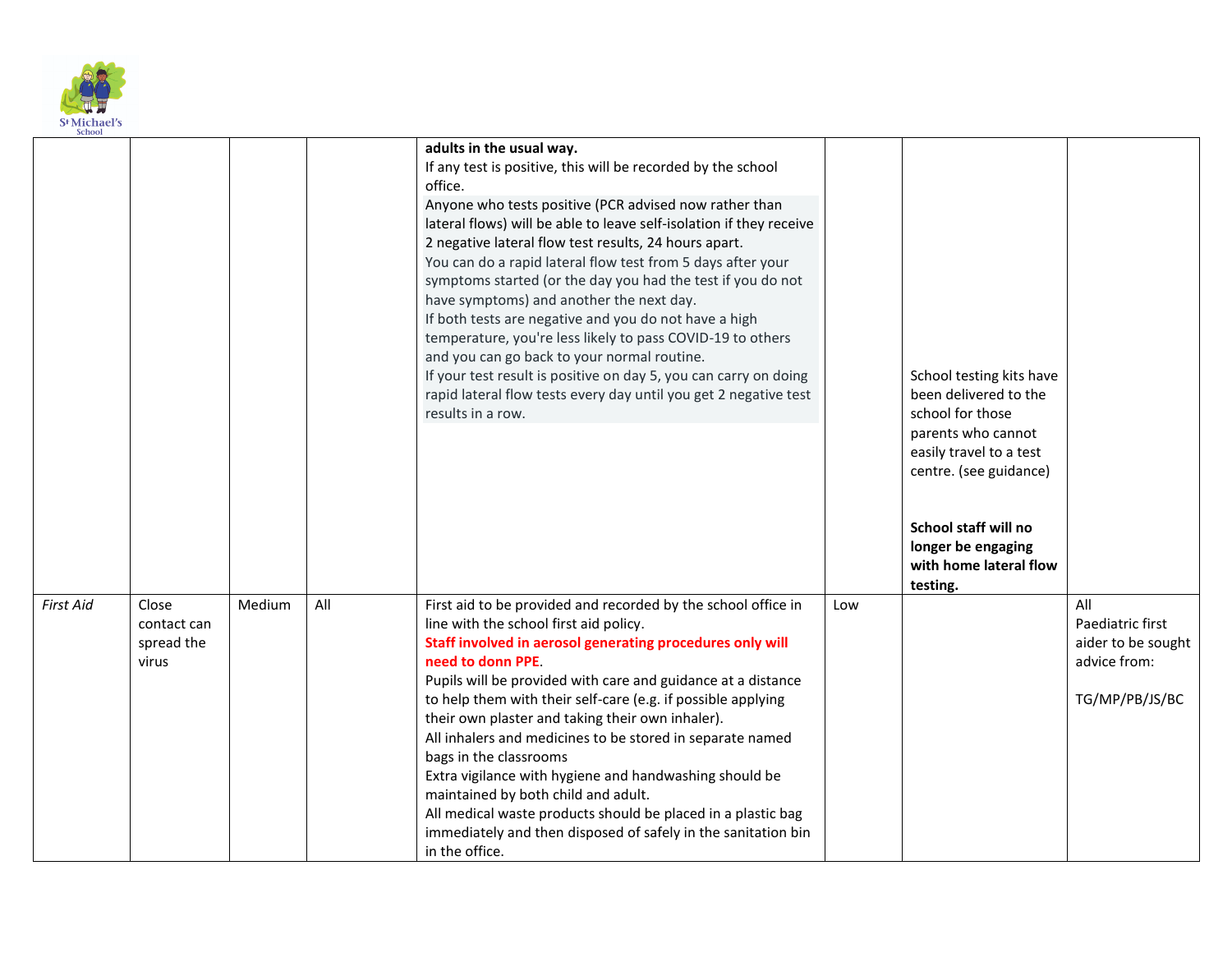| | | | | | | | |
|---|---|---|---|---|---|---|---|
| | | | | **adults in the usual way.**<br>If any test is positive, this will be recorded by the school office.<br>Anyone who tests positive (PCR advised now rather than lateral flows) will be able to leave self-isolation if they receive 2 negative lateral flow test results, 24 hours apart.<br>You can do a rapid lateral flow test from 5 days after your symptoms started (or the day you had the test if you do not have symptoms) and another the next day.<br>If both tests are negative and you do not have a high temperature, you're less likely to pass COVID-19 to others and you can go back to your normal routine.<br>If your test result is positive on day 5, you can carry on doing rapid lateral flow tests every day until you get 2 negative test results in a row. | | School testing kits have been delivered to the school for those parents who cannot easily travel to a test centre. (see guidance)<br><br>**School staff will no longer be engaging with home lateral flow testing.** | |
| *First Aid* | Close contact can spread the virus | Medium | All | First aid to be provided and recorded by the school office in line with the school first aid policy.<br>**Staff involved in aerosol generating procedures only will need to donn PPE**.<br>Pupils will be provided with care and guidance at a distance to help them with their self-care (e.g. if possible applying their own plaster and taking their own inhaler).<br>All inhalers and medicines to be stored in separate named bags in the classrooms<br>Extra vigilance with hygiene and handwashing should be maintained by both child and adult.<br>All medical waste products should be placed in a plastic bag immediately and then disposed of safely in the sanitation bin in the office. | Low | | All<br>Paediatric first aider to be sought advice from:<br><br>TG/MP/PB/JS/BC |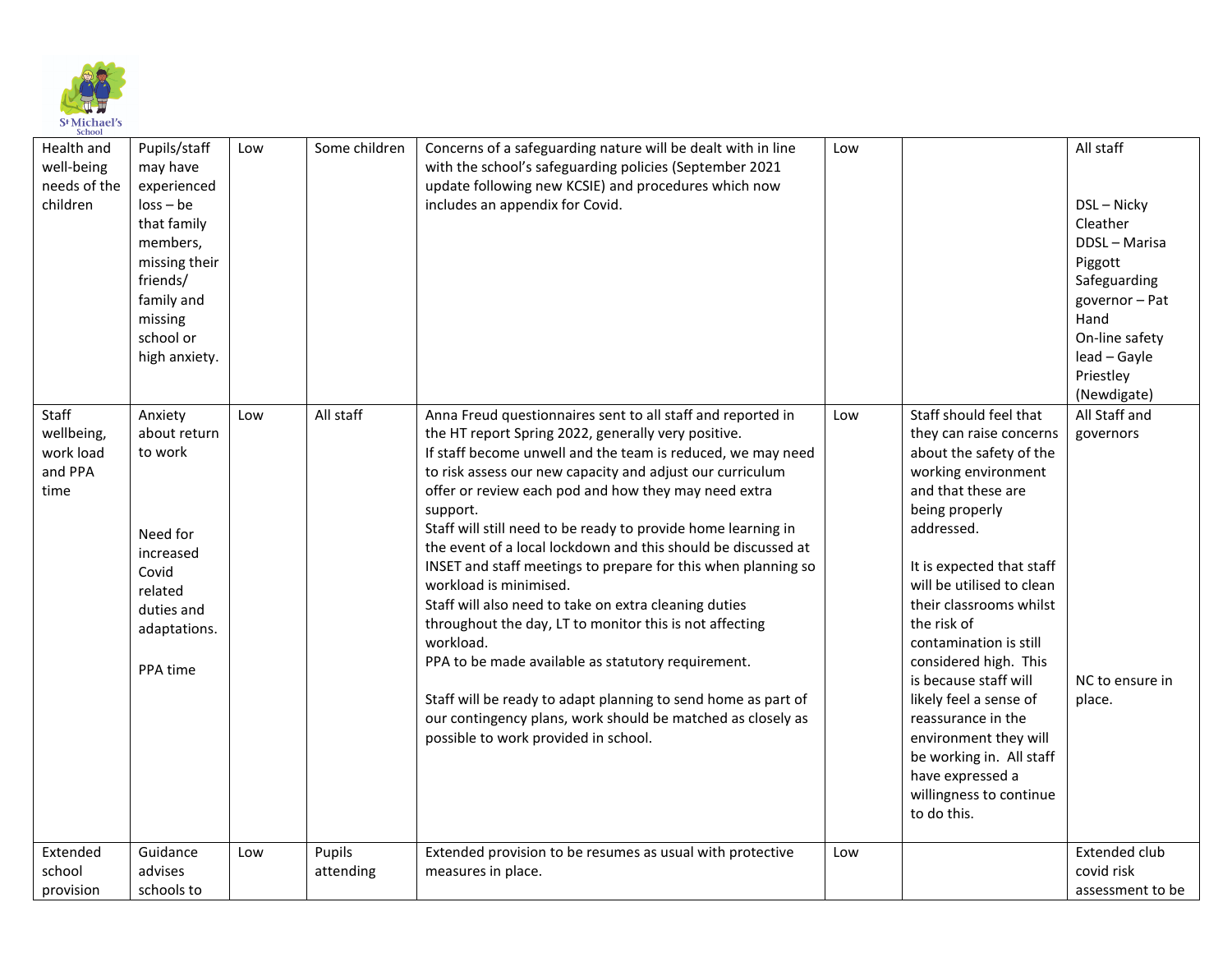| Health and well-being needs of the children | Pupils/staff may have experienced loss – be that family members, missing their friends/ family and missing school or high anxiety. | Low | Some children | Concerns of a safeguarding nature will be dealt with in line with the school's safeguarding policies (September 2021 update following new KCSIE) and procedures which now includes an appendix for Covid. | Low | | All staff<br><br>DSL – Nicky Cleather<br>DDSL – Marisa Piggott<br>Safeguarding governor – Pat Hand<br>On-line safety lead – Gayle Priestley (Newdigate) |
|---|---|---|---|---|---|---|---|
| Staff wellbeing, work load and PPA time | Anxiety about return to work<br><br>Need for increased Covid related duties and adaptations.<br><br>PPA time | Low | All staff | Anna Freud questionnaires sent to all staff and reported in the HT report Spring 2022, generally very positive.<br>If staff become unwell and the team is reduced, we may need to risk assess our new capacity and adjust our curriculum offer or review each pod and how they may need extra support.<br>Staff will still need to be ready to provide home learning in the event of a local lockdown and this should be discussed at INSET and staff meetings to prepare for this when planning so workload is minimised.<br>Staff will also need to take on extra cleaning duties throughout the day, LT to monitor this is not affecting workload.<br>PPA to be made available as statutory requirement.<br><br>Staff will be ready to adapt planning to send home as part of our contingency plans, work should be matched as closely as possible to work provided in school. | Low | Staff should feel that they can raise concerns about the safety of the working environment and that these are being properly addressed.<br><br>It is expected that staff will be utilised to clean their classrooms whilst the risk of contamination is still considered high. This is because staff will likely feel a sense of reassurance in the environment they will be working in. All staff have expressed a willingness to continue to do this. | All Staff and governors<br><br>NC to ensure in place. |
| Extended school provision | Guidance advises schools to | Low | Pupils attending | Extended provision to be resumes as usual with protective measures in place. | Low | | Extended club covid risk assessment to be |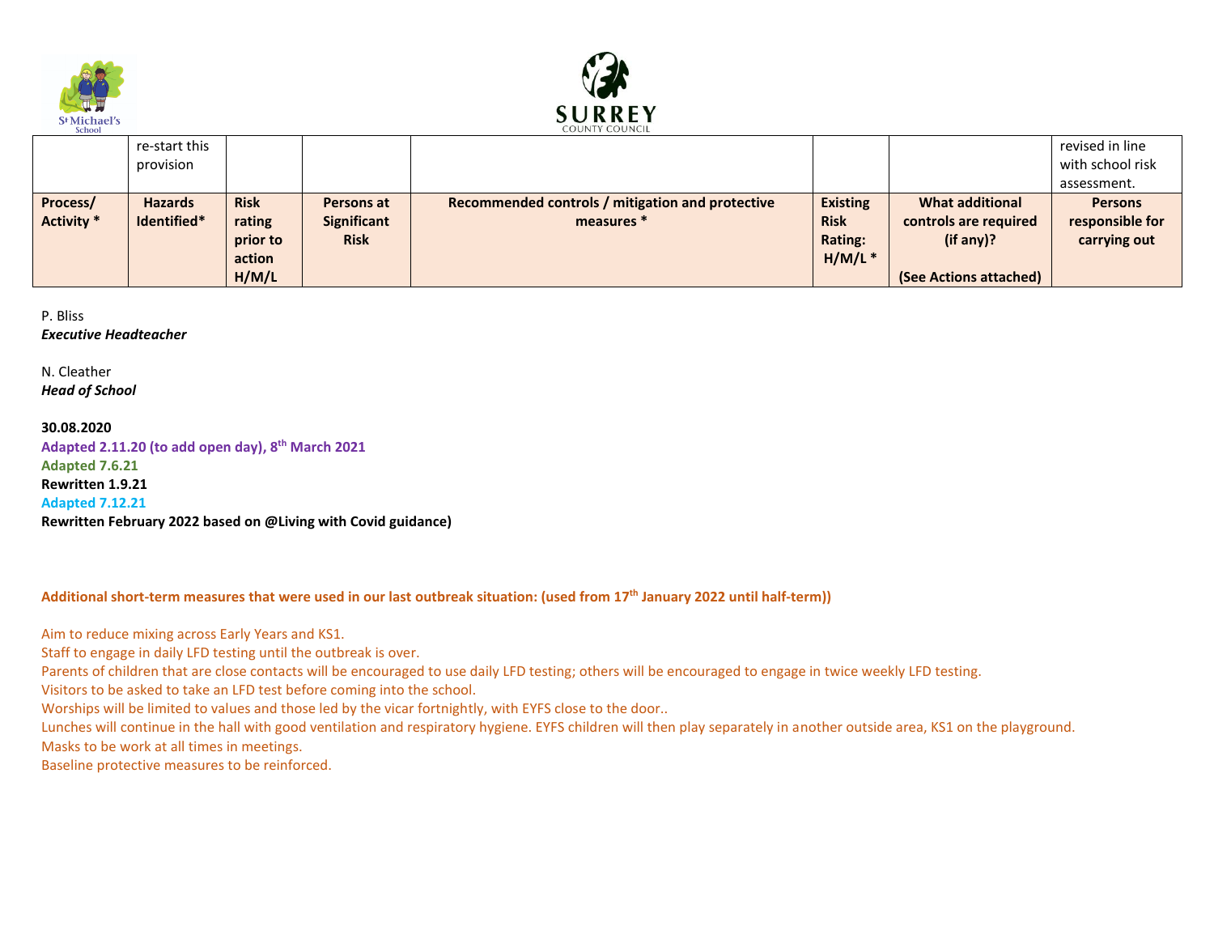| | | | | | | | |
|---|---|---|---|---|---|---|---|
| | re-start this provision | | | | | | revised in line with school risk assessment. |
| **Process/ Activity *** | **Hazards Identified*** | **Risk rating prior to action H/M/L** | **Persons at Significant Risk** | **Recommended controls / mitigation and protective measures *** | **Existing Risk Rating: H/M/L *** | **What additional controls are required (if any)? (See Actions attached)** | **Persons responsible for carrying out** |

P. Bliss
***Executive Headteacher***

N. Cleather
***Head of School***

**30.08.2020**
**Adapted 2.11.20 (to add open day), 8th March 2021**
**Adapted 7.6.21**
**Rewritten 1.9.21**
**Adapted 7.12.21**
**Rewritten February 2022 based on @Living with Covid guidance)**

**Additional short-term measures that were used in our last outbreak situation: (used from 17th January 2022 until half-term))**

Aim to reduce mixing across Early Years and KS1.
Staff to engage in daily LFD testing until the outbreak is over.
Parents of children that are close contacts will be encouraged to use daily LFD testing; others will be encouraged to engage in twice weekly LFD testing.
Visitors to be asked to take an LFD test before coming into the school.
Worships will be limited to values and those led by the vicar fortnightly, with EYFS close to the door..
Lunches will continue in the hall with good ventilation and respiratory hygiene. EYFS children will then play separately in another outside area, KS1 on the playground.
Masks to be work at all times in meetings.
Baseline protective measures to be reinforced.